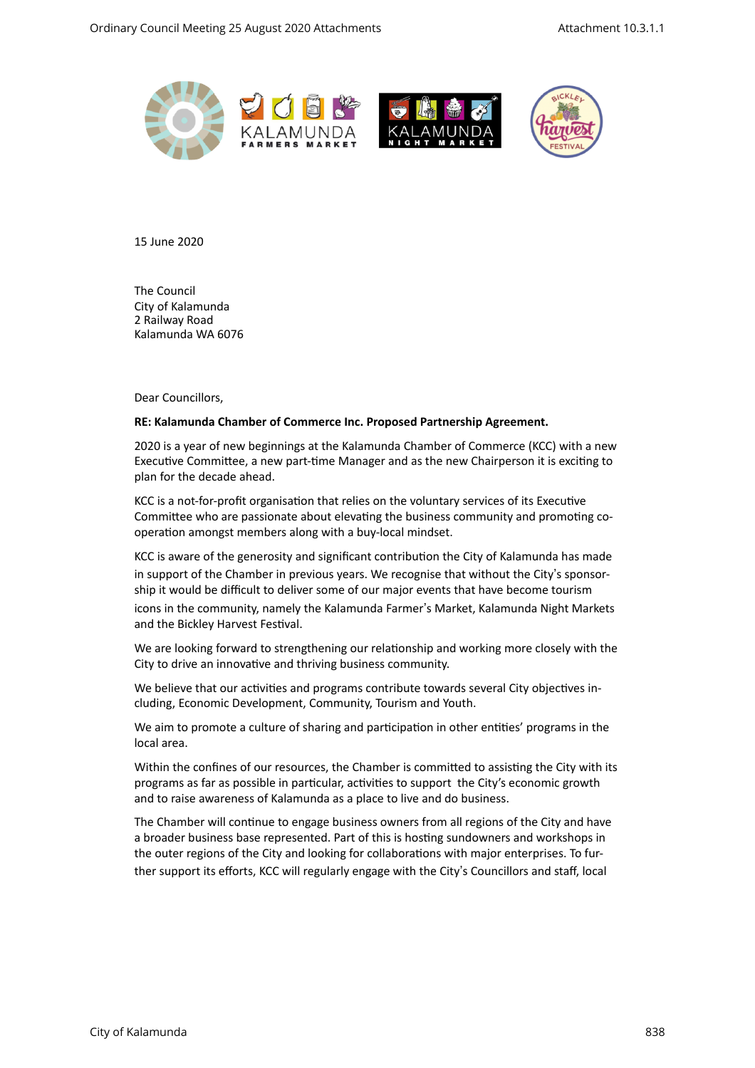15 June 2020

The Council
City of Kalamunda
2 Railway Road
Kalamunda WA 6076

Dear Councillors,

**RE: Kalamunda Chamber of Commerce Inc. Proposed Partnership Agreement.**

2020 is a year of new beginnings at the Kalamunda Chamber of Commerce (KCC) with a new Executive Committee, a new part-time Manager and as the new Chairperson it is exciting to plan for the decade ahead.

KCC is a not-for-profit organisation that relies on the voluntary services of its Executive Committee who are passionate about elevating the business community and promoting co-operation amongst members along with a buy-local mindset.

KCC is aware of the generosity and significant contribution the City of Kalamunda has made in support of the Chamber in previous years. We recognise that without the City's sponsorship it would be difficult to deliver some of our major events that have become tourism icons in the community, namely the Kalamunda Farmer's Market, Kalamunda Night Markets and the Bickley Harvest Festival.

We are looking forward to strengthening our relationship and working more closely with the City to drive an innovative and thriving business community.

We believe that our activities and programs contribute towards several City objectives including, Economic Development, Community, Tourism and Youth.

We aim to promote a culture of sharing and participation in other entities' programs in the local area.

Within the confines of our resources, the Chamber is committed to assisting the City with its programs as far as possible in particular, activities to support the City's economic growth and to raise awareness of Kalamunda as a place to live and do business.

The Chamber will continue to engage business owners from all regions of the City and have a broader business base represented. Part of this is hosting sundowners and workshops in the outer regions of the City and looking for collaborations with major enterprises. To further support its efforts, KCC will regularly engage with the City's Councillors and staff, local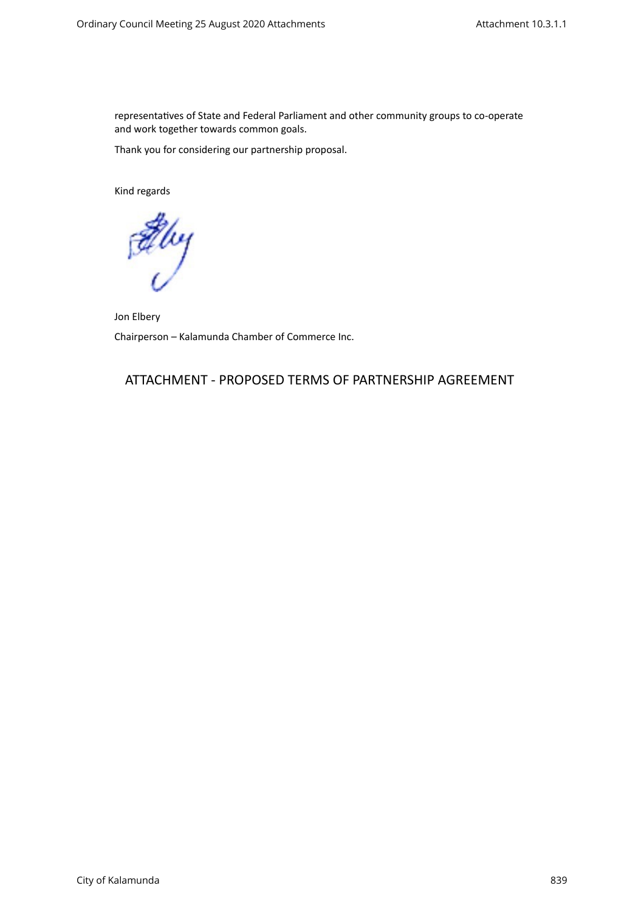representatives of State and Federal Parliament and other community groups to co-operate and work together towards common goals.

Thank you for considering our partnership proposal.

Kind regards

Jon Elbery

Chairperson – Kalamunda Chamber of Commerce Inc.

## ATTACHMENT - PROPOSED TERMS OF PARTNERSHIP AGREEMENT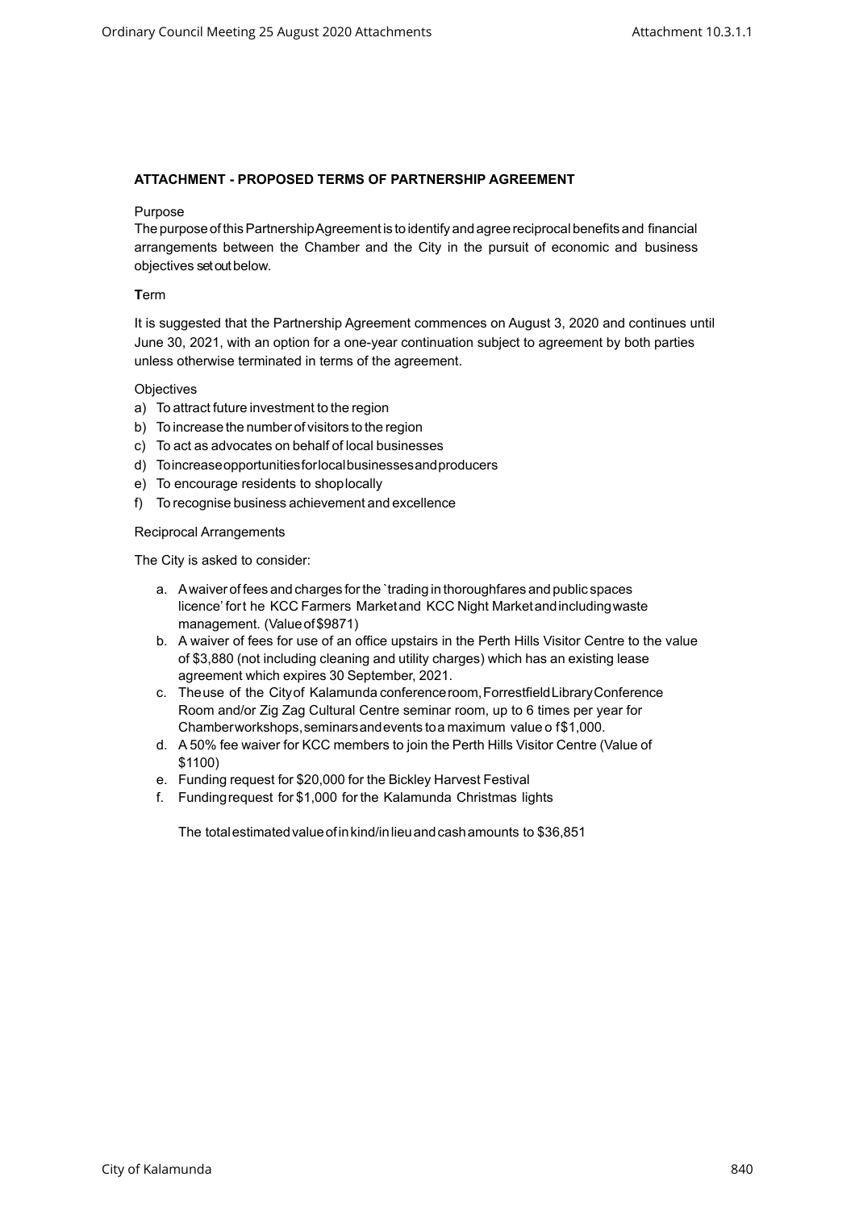**ATTACHMENT - PROPOSED TERMS OF PARTNERSHIP AGREEMENT**

Purpose

The purpose of this Partnership Agreement is to identify and agree reciprocal benefits and financial arrangements between the Chamber and the City in the pursuit of economic and business objectives set out below.

**T**erm

It is suggested that the Partnership Agreement commences on August 3, 2020 and continues until June 30, 2021, with an option for a one-year continuation subject to agreement by both parties unless otherwise terminated in terms of the agreement.

Objectives

a) To attract future investment to the region
b) To increase the number of visitors to the region
c) To act as advocates on behalf of local businesses
d) To increase opportunities for local businesses and producers
e) To encourage residents to shop locally
f) To recognise business achievement and excellence

Reciprocal Arrangements

The City is asked to consider:

a. A waiver of fees and charges for the `trading in thoroughfares and public spaces licence' fort he KCC Farmers Market and KCC Night Market and including waste management. (Value of $9871)
b. A waiver of fees for use of an office upstairs in the Perth Hills Visitor Centre to the value of $3,880 (not including cleaning and utility charges) which has an existing lease agreement which expires 30 September, 2021.
c. The use of the City of Kalamunda conference room, Forrestfield Library Conference Room and/or Zig Zag Cultural Centre seminar room, up to 6 times per year for Chamber workshops, seminars and events to a maximum value o f$1,000.
d. A 50% fee waiver for KCC members to join the Perth Hills Visitor Centre (Value of $1100)
e. Funding request for $20,000 for the Bickley Harvest Festival
f. Funding request for $1,000 for the Kalamunda Christmas lights

The total estimated value of in kind/in lieu and cash amounts to $36,851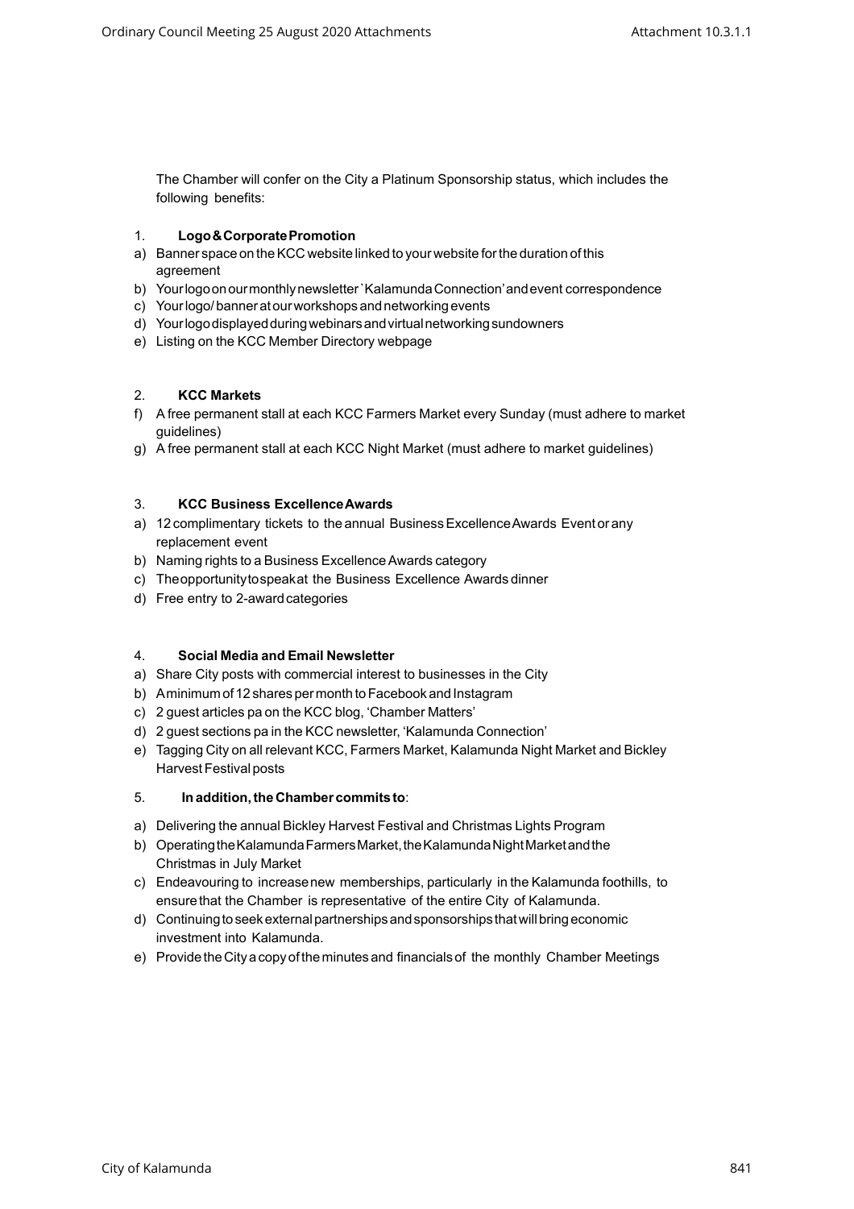The Chamber will confer on the City a Platinum Sponsorship status, which includes the following benefits:

1. **Logo & Corporate Promotion**

a) Banner space on the KCC website linked to your website for the duration of this agreement
b) Your logo on our monthly newsletter `Kalamunda Connection' and event correspondence
c) Your logo/ banner at our workshops and networking events
d) Your logo displayed during webinars and virtual networking sundowners
e) Listing on the KCC Member Directory webpage

2. **KCC Markets**

f) A free permanent stall at each KCC Farmers Market every Sunday (must adhere to market guidelines)
g) A free permanent stall at each KCC Night Market (must adhere to market guidelines)

3. **KCC Business Excellence Awards**

a) 12 complimentary tickets to the annual Business Excellence Awards Event or any replacement event
b) Naming rights to a Business Excellence Awards category
c) The opportunity to speak at the Business Excellence Awards dinner
d) Free entry to 2-award categories

4. **Social Media and Email Newsletter**

a) Share City posts with commercial interest to businesses in the City
b) A minimum of 12 shares per month to Facebook and Instagram
c) 2 guest articles pa on the KCC blog, 'Chamber Matters'
d) 2 guest sections pa in the KCC newsletter, 'Kalamunda Connection'
e) Tagging City on all relevant KCC, Farmers Market, Kalamunda Night Market and Bickley Harvest Festival posts

5. **In addition, the Chamber commits to**:

a) Delivering the annual Bickley Harvest Festival and Christmas Lights Program
b) Operating the Kalamunda Farmers Market, the Kalamunda Night Market and the Christmas in July Market
c) Endeavouring to increase new memberships, particularly in the Kalamunda foothills, to ensure that the Chamber is representative of the entire City of Kalamunda.
d) Continuing to seek external partnerships and sponsorships that will bring economic investment into Kalamunda.
e) Provide the City a copy of the minutes and financials of the monthly Chamber Meetings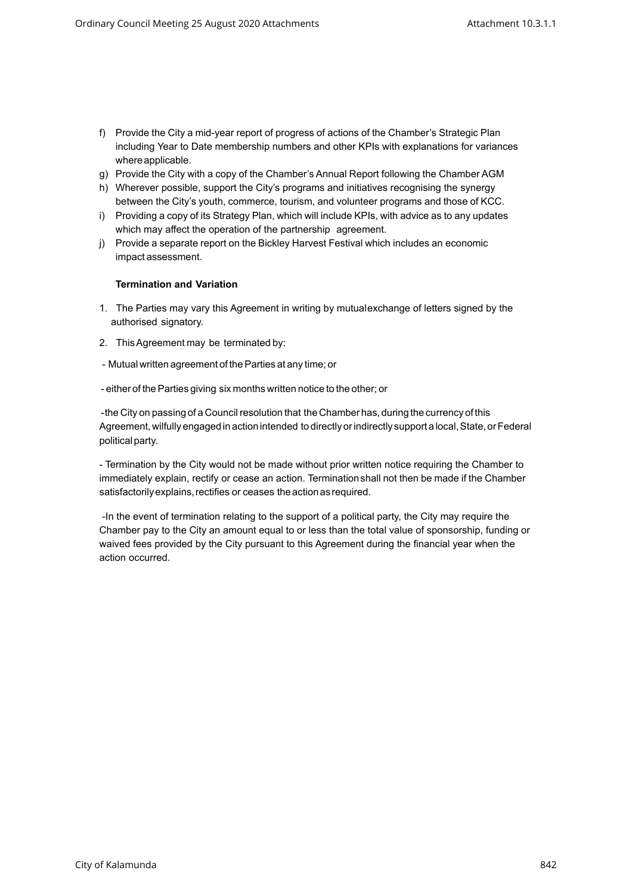f) Provide the City a mid-year report of progress of actions of the Chamber's Strategic Plan including Year to Date membership numbers and other KPIs with explanations for variances where applicable.
g) Provide the City with a copy of the Chamber's Annual Report following the Chamber AGM
h) Wherever possible, support the City's programs and initiatives recognising the synergy between the City's youth, commerce, tourism, and volunteer programs and those of KCC.
i) Providing a copy of its Strategy Plan, which will include KPIs, with advice as to any updates which may affect the operation of the partnership agreement.
j) Provide a separate report on the Bickley Harvest Festival which includes an economic impact assessment.

**Termination and Variation**

1. The Parties may vary this Agreement in writing by mutual exchange of letters signed by the authorised signatory.
2. This Agreement may be terminated by:

- Mutual written agreement of the Parties at any time; or

- either of the Parties giving six months written notice to the other; or

- the City on passing of a Council resolution that the Chamber has, during the currency of this Agreement, wilfully engaged in action intended to directly or indirectly support a local, State, or Federal political party.

- Termination by the City would not be made without prior written notice requiring the Chamber to immediately explain, rectify or cease an action. Termination shall not then be made if the Chamber satisfactorily explains, rectifies or ceases the action as required.

- In the event of termination relating to the support of a political party, the City may require the Chamber pay to the City an amount equal to or less than the total value of sponsorship, funding or waived fees provided by the City pursuant to this Agreement during the financial year when the action occurred.